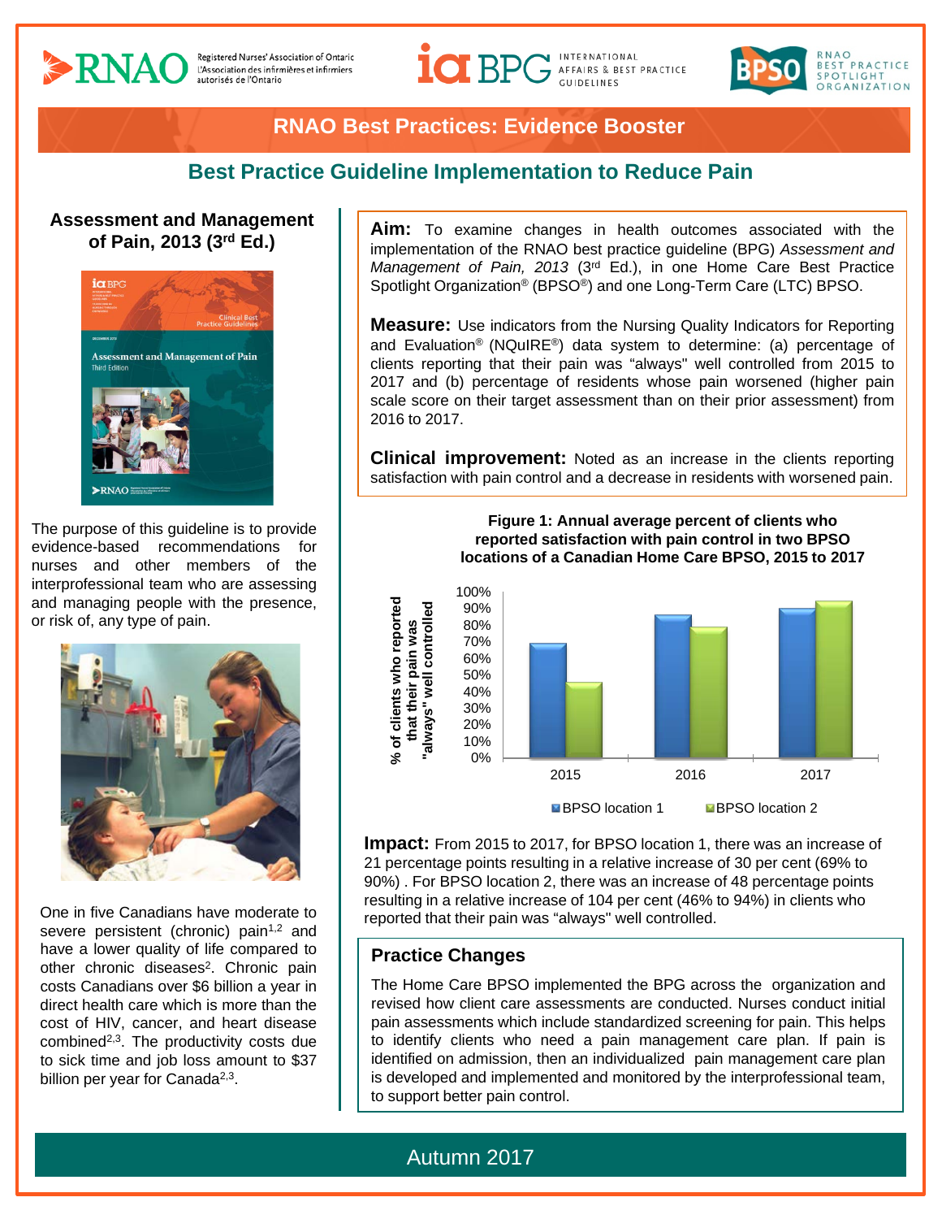Registered Nurses' Association of Ontario
L'Association des infirmières et infirmiers autorisés de l'Ontario

INTERNATIONAL AFFAIRS & BEST PRACTICE GUIDELINES

RNAO BEST PRACTICE SPOTLIGHT ORGANIZATION

# RNAO Best Practices: Evidence Booster

## Best Practice Guideline Implementation to Reduce Pain

### Assessment and Management of Pain, 2013 (3rd Ed.)

The purpose of this guideline is to provide evidence-based recommendations for nurses and other members of the interprofessional team who are assessing and managing people with the presence, or risk of, any type of pain.

One in five Canadians have moderate to severe persistent (chronic) pain[1,2] and have a lower quality of life compared to other chronic diseases[2]. Chronic pain costs Canadians over $6 billion a year in direct health care which is more than the cost of HIV, cancer, and heart disease combined[2,3]. The productivity costs due to sick time and job loss amount to $37 billion per year for Canada[2,3].

**Aim:** To examine changes in health outcomes associated with the implementation of the RNAO best practice guideline (BPG) *Assessment and Management of Pain, 2013* (3rd Ed.), in one Home Care Best Practice Spotlight Organization® (BPSO®) and one Long-Term Care (LTC) BPSO.

**Measure:** Use indicators from the Nursing Quality Indicators for Reporting and Evaluation® (NQuIRE®) data system to determine: (a) percentage of clients reporting that their pain was "always" well controlled from 2015 to 2017 and (b) percentage of residents whose pain worsened (higher pain scale score on their target assessment than on their prior assessment) from 2016 to 2017.

**Clinical improvement:** Noted as an increase in the clients reporting satisfaction with pain control and a decrease in residents with worsened pain.

**Figure 1: Annual average percent of clients who reported satisfaction with pain control in two BPSO locations of a Canadian Home Care BPSO, 2015 to 2017**

% of clients who reported that their pain was "always" well controlled

100%
90%
80%
70%
60%
50%
40%
30%
20%
10%
0%

2015
2016
2017

BPSO location 1
BPSO location 2

**Impact:** From 2015 to 2017, for BPSO location 1, there was an increase of 21 percentage points resulting in a relative increase of 30 per cent (69% to 90%) . For BPSO location 2, there was an increase of 48 percentage points resulting in a relative increase of 104 per cent (46% to 94%) in clients who reported that their pain was "always" well controlled.

### Practice Changes

The Home Care BPSO implemented the BPG across the organization and revised how client care assessments are conducted. Nurses conduct initial pain assessments which include standardized screening for pain. This helps to identify clients who need a pain management care plan. If pain is identified on admission, then an individualized pain management care plan is developed and implemented and monitored by the interprofessional team, to support better pain control.

Autumn 2017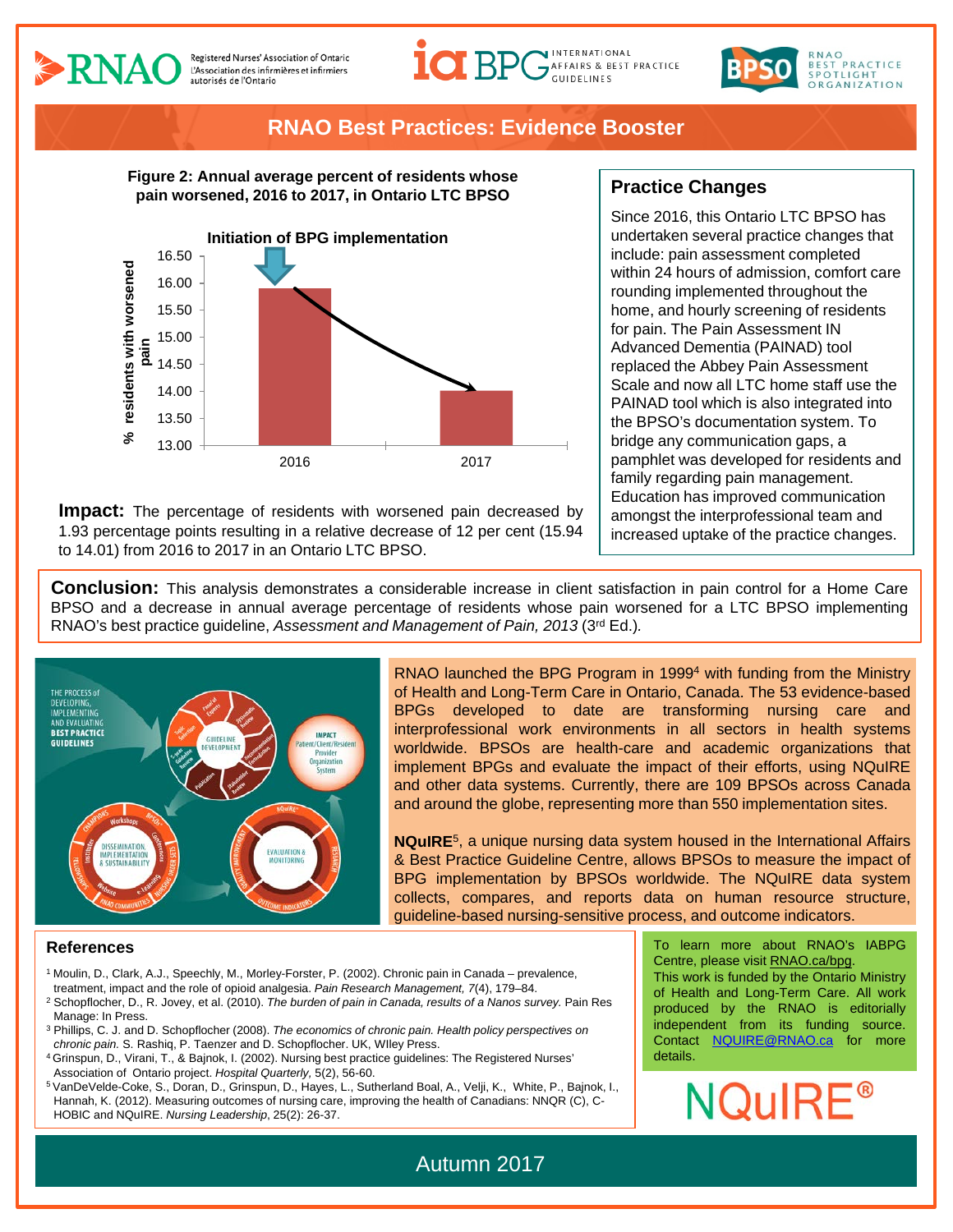RNAO Registered Nurses' Association of Ontario L'Association des infirmières et infirmiers autorisés de l'Ontario

iaBPG INTERNATIONAL AFFAIRS & BEST PRACTICE GUIDELINES

BPSO RNAO BEST PRACTICE SPOTLIGHT ORGANIZATION

# RNAO Best Practices: Evidence Booster

**Figure 2: Annual average percent of residents whose pain worsened, 2016 to 2017, in Ontario LTC BPSO**

Initiation of BPG implementation

% residents with worsened pain

16.50
16.00
15.50
15.00
14.50
14.00
13.50
13.00

2016
2017

**Impact:** The percentage of residents with worsened pain decreased by 1.93 percentage points resulting in a relative decrease of 12 per cent (15.94 to 14.01) from 2016 to 2017 in an Ontario LTC BPSO.

## Practice Changes

Since 2016, this Ontario LTC BPSO has undertaken several practice changes that include: pain assessment completed within 24 hours of admission, comfort care rounding implemented throughout the home, and hourly screening of residents for pain. The Pain Assessment IN Advanced Dementia (PAINAD) tool replaced the Abbey Pain Assessment Scale and now all LTC home staff use the PAINAD tool which is also integrated into the BPSO's documentation system. To bridge any communication gaps, a pamphlet was developed for residents and family regarding pain management. Education has improved communication amongst the interprofessional team and increased uptake of the practice changes.

**Conclusion:** This analysis demonstrates a considerable increase in client satisfaction in pain control for a Home Care BPSO and a decrease in annual average percentage of residents whose pain worsened for a LTC BPSO implementing RNAO's best practice guideline, *Assessment and Management of Pain, 2013* (3rd Ed.).

RNAO launched the BPG Program in 1999[4] with funding from the Ministry of Health and Long-Term Care in Ontario, Canada. The 53 evidence-based BPGs developed to date are transforming nursing care and interprofessional work environments in all sectors in health systems worldwide. BPSOs are health-care and academic organizations that implement BPGs and evaluate the impact of their efforts, using NQuIRE and other data systems. Currently, there are 109 BPSOs across Canada and around the globe, representing more than 550 implementation sites.

**NQuIRE**[5], a unique nursing data system housed in the International Affairs & Best Practice Guideline Centre, allows BPSOs to measure the impact of BPG implementation by BPSOs worldwide. The NQuIRE data system collects, compares, and reports data on human resource structure, guideline-based nursing-sensitive process, and outcome indicators.

## References

[1] Moulin, D., Clark, A.J., Speechly, M., Morley-Forster, P. (2002). Chronic pain in Canada – prevalence, treatment, impact and the role of opioid analgesia. *Pain Research Management, 7*(4), 179–84.

[2] Schopflocher, D., R. Jovey, et al. (2010). *The burden of pain in Canada, results of a Nanos survey.* Pain Res Manage: In Press.

[3] Phillips, C. J. and D. Schopflocher (2008). *The economics of chronic pain. Health policy perspectives on chronic pain.* S. Rashiq, P. Taenzer and D. Schopflocher. UK, WIley Press.

[4] Grinspun, D., Virani, T., & Bajnok, I. (2002). Nursing best practice guidelines: The Registered Nurses' Association of Ontario project. *Hospital Quarterly,* 5(2), 56-60.

[5] VanDeVelde-Coke, S., Doran, D., Grinspun, D., Hayes, L., Sutherland Boal, A., Velji, K., White, P., Bajnok, I., Hannah, K. (2012). Measuring outcomes of nursing care, improving the health of Canadians: NNQR (C), C-HOBIC and NQuIRE. *Nursing Leadership*, 25(2): 26-37.

To learn more about RNAO's IABPG Centre, please visit RNAO.ca/bpg. This work is funded by the Ontario Ministry of Health and Long-Term Care. All work produced by the RNAO is editorially independent from its funding source. Contact NQUIRE@RNAO.ca for more details.

NQuIRE®

Autumn 2017